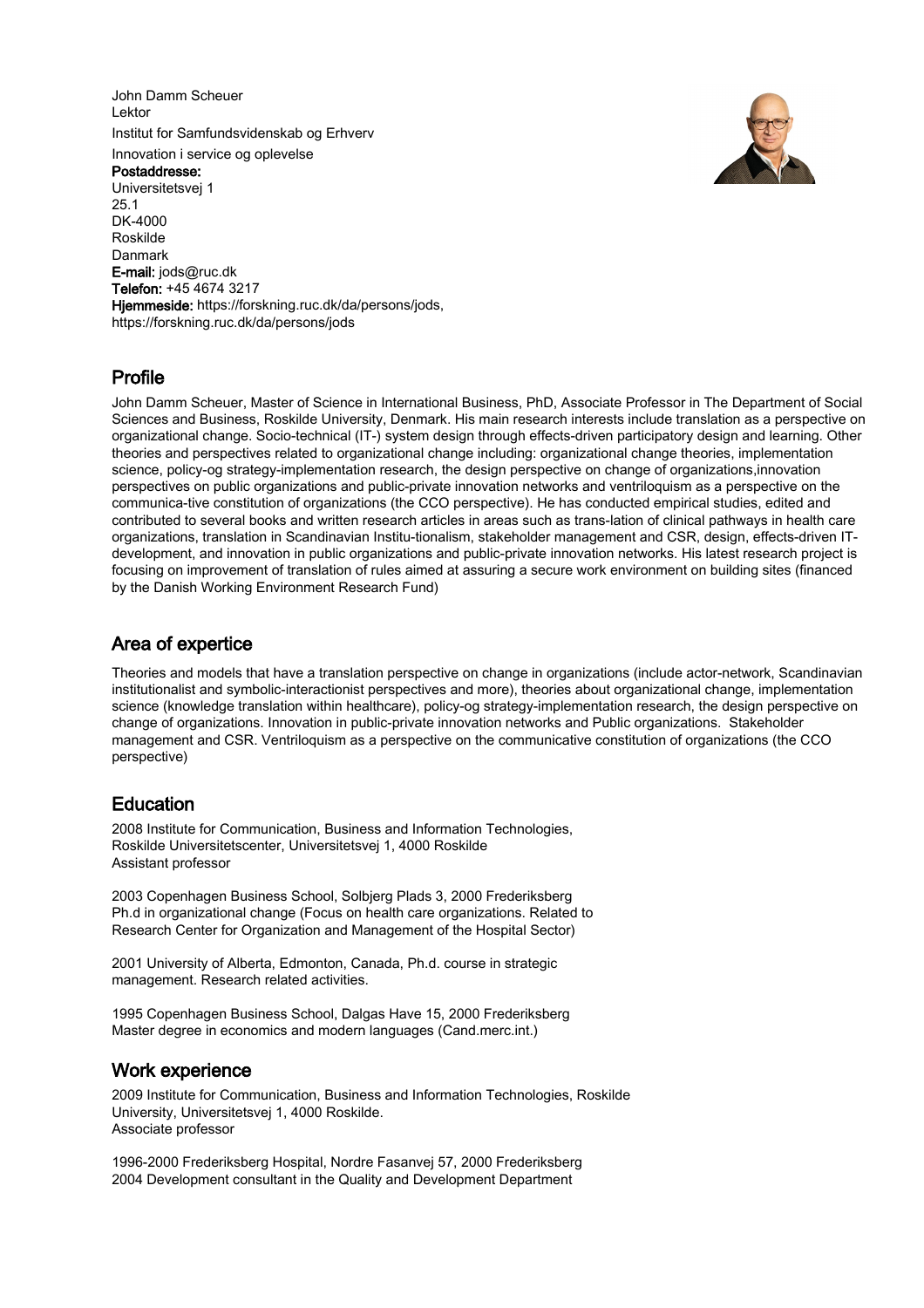John Damm Scheuer
Lektor
Institut for Samfundsvidenskab og Erhverv
Innovation i service og oplevelse
**Postaddresse:**
Universitetsvej 1
25.1
DK-4000
Roskilde
Danmark
**E-mail:** jods@ruc.dk
**Telefon:** +45 4674 3217
**Hjemmeside:** https://forskning.ruc.dk/da/persons/jods,
https://forskning.ruc.dk/da/persons/jods

## Profile

John Damm Scheuer, Master of Science in International Business, PhD, Associate Professor in The Department of Social Sciences and Business, Roskilde University, Denmark. His main research interests include translation as a perspective on organizational change. Socio-technical (IT-) system design through effects-driven participatory design and learning. Other theories and perspectives related to organizational change including: organizational change theories, implementation science, policy-og strategy-implementation research, the design perspective on change of organizations,innovation perspectives on public organizations and public-private innovation networks and ventriloquism as a perspective on the communica-tive constitution of organizations (the CCO perspective). He has conducted empirical studies, edited and contributed to several books and written research articles in areas such as trans-lation of clinical pathways in health care organizations, translation in Scandinavian Institu-tionalism, stakeholder management and CSR, design, effects-driven IT-development, and innovation in public organizations and public-private innovation networks. His latest research project is focusing on improvement of translation of rules aimed at assuring a secure work environment on building sites (financed by the Danish Working Environment Research Fund)

## Area of expertice

Theories and models that have a translation perspective on change in organizations (include actor-network, Scandinavian institutionalist and symbolic-interactionist perspectives and more), theories about organizational change, implementation science (knowledge translation within healthcare), policy-og strategy-implementation research, the design perspective on change of organizations. Innovation in public-private innovation networks and Public organizations. Stakeholder management and CSR. Ventriloquism as a perspective on the communicative constitution of organizations (the CCO perspective)

## Education

2008 Institute for Communication, Business and Information Technologies,
Roskilde Universitetscenter, Universitetsvej 1, 4000 Roskilde
Assistant professor

2003 Copenhagen Business School, Solbjerg Plads 3, 2000 Frederiksberg
Ph.d in organizational change (Focus on health care organizations. Related to Research Center for Organization and Management of the Hospital Sector)

2001 University of Alberta, Edmonton, Canada, Ph.d. course in strategic management. Research related activities.

1995 Copenhagen Business School, Dalgas Have 15, 2000 Frederiksberg
Master degree in economics and modern languages (Cand.merc.int.)

## Work experience

2009 Institute for Communication, Business and Information Technologies, Roskilde University, Universitetsvej 1, 4000 Roskilde.
Associate professor

1996-2000 Frederiksberg Hospital, Nordre Fasanvej 57, 2000 Frederiksberg
2004 Development consultant in the Quality and Development Department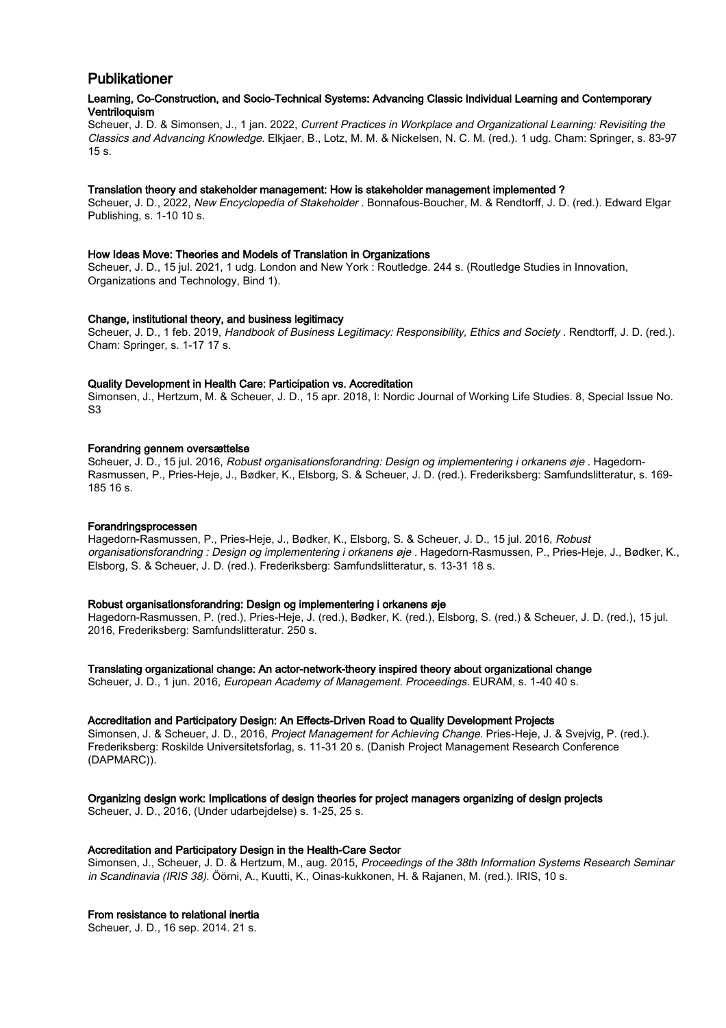# Publikationer

**Learning, Co-Construction, and Socio-Technical Systems: Advancing Classic Individual Learning and Contemporary Ventriloquism**

Scheuer, J. D. & Simonsen, J., 1 jan. 2022, *Current Practices in Workplace and Organizational Learning: Revisiting the Classics and Advancing Knowledge.* Elkjaer, B., Lotz, M. M. & Nickelsen, N. C. M. (red.). 1 udg. Cham: Springer, s. 83-97 15 s.

**Translation theory and stakeholder management: How is stakeholder management implemented ?**

Scheuer, J. D., 2022, *New Encyclopedia of Stakeholder* . Bonnafous-Boucher, M. & Rendtorff, J. D. (red.). Edward Elgar Publishing, s. 1-10 10 s.

**How Ideas Move: Theories and Models of Translation in Organizations**

Scheuer, J. D., 15 jul. 2021, 1 udg. London and New York : Routledge. 244 s. (Routledge Studies in Innovation, Organizations and Technology, Bind 1).

**Change, institutional theory, and business legitimacy**

Scheuer, J. D., 1 feb. 2019, *Handbook of Business Legitimacy: Responsibility, Ethics and Society* . Rendtorff, J. D. (red.). Cham: Springer, s. 1-17 17 s.

**Quality Development in Health Care: Participation vs. Accreditation**

Simonsen, J., Hertzum, M. & Scheuer, J. D., 15 apr. 2018, I: Nordic Journal of Working Life Studies. 8, Special Issue No. S3

**Forandring gennem oversættelse**

Scheuer, J. D., 15 jul. 2016, *Robust organisationsforandring: Design og implementering i orkanens øje* . Hagedorn-Rasmussen, P., Pries-Heje, J., Bødker, K., Elsborg, S. & Scheuer, J. D. (red.). Frederiksberg: Samfundslitteratur, s. 169-185 16 s.

**Forandringsprocessen**

Hagedorn-Rasmussen, P., Pries-Heje, J., Bødker, K., Elsborg, S. & Scheuer, J. D., 15 jul. 2016, *Robust organisationsforandring : Design og implementering i orkanens øje* . Hagedorn-Rasmussen, P., Pries-Heje, J., Bødker, K., Elsborg, S. & Scheuer, J. D. (red.). Frederiksberg: Samfundslitteratur, s. 13-31 18 s.

**Robust organisationsforandring: Design og implementering i orkanens øje**

Hagedorn-Rasmussen, P. (red.), Pries-Heje, J. (red.), Bødker, K. (red.), Elsborg, S. (red.) & Scheuer, J. D. (red.), 15 jul. 2016, Frederiksberg: Samfundslitteratur. 250 s.

**Translating organizational change: An actor-network-theory inspired theory about organizational change**

Scheuer, J. D., 1 jun. 2016, *European Academy of Management. Proceedings.* EURAM, s. 1-40 40 s.

**Accreditation and Participatory Design: An Effects-Driven Road to Quality Development Projects**

Simonsen, J. & Scheuer, J. D., 2016, *Project Management for Achieving Change.* Pries-Heje, J. & Svejvig, P. (red.). Frederiksberg: Roskilde Universitetsforlag, s. 11-31 20 s. (Danish Project Management Research Conference (DAPMARC)).

**Organizing design work: Implications of design theories for project managers organizing of design projects**

Scheuer, J. D., 2016, (Under udarbejdelse) s. 1-25, 25 s.

**Accreditation and Participatory Design in the Health-Care Sector**

Simonsen, J., Scheuer, J. D. & Hertzum, M., aug. 2015, *Proceedings of the 38th Information Systems Research Seminar in Scandinavia (IRIS 38).* Öörni, A., Kuutti, K., Oinas-kukkonen, H. & Rajanen, M. (red.). IRIS, 10 s.

**From resistance to relational inertia**

Scheuer, J. D., 16 sep. 2014. 21 s.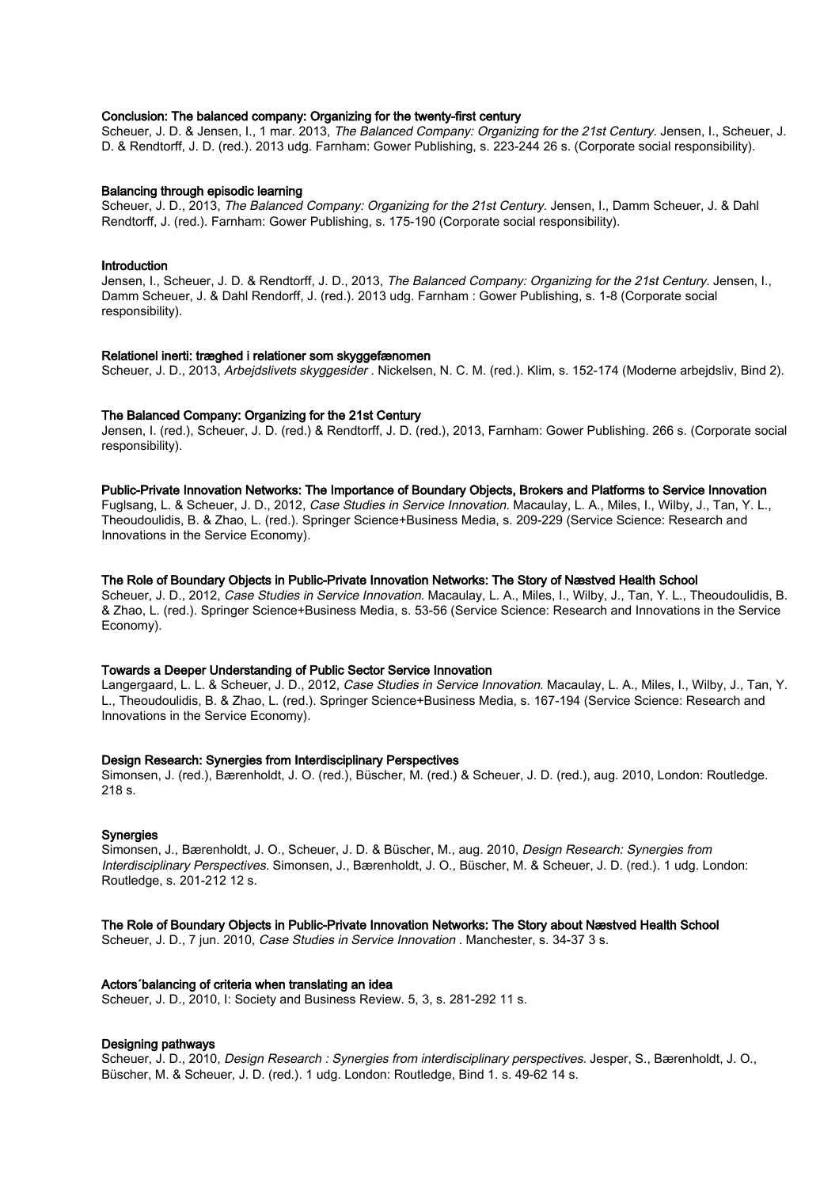**Conclusion: The balanced company: Organizing for the twenty-first century**
Scheuer, J. D. & Jensen, I., 1 mar. 2013, *The Balanced Company: Organizing for the 21st Century.* Jensen, I., Scheuer, J. D. & Rendtorff, J. D. (red.). 2013 udg. Farnham: Gower Publishing, s. 223-244 26 s. (Corporate social responsibility).

**Balancing through episodic learning**
Scheuer, J. D., 2013, *The Balanced Company: Organizing for the 21st Century.* Jensen, I., Damm Scheuer, J. & Dahl Rendtorff, J. (red.). Farnham: Gower Publishing, s. 175-190 (Corporate social responsibility).

**Introduction**
Jensen, I., Scheuer, J. D. & Rendtorff, J. D., 2013, *The Balanced Company: Organizing for the 21st Century.* Jensen, I., Damm Scheuer, J. & Dahl Rendorff, J. (red.). 2013 udg. Farnham : Gower Publishing, s. 1-8 (Corporate social responsibility).

**Relationel inerti: træghed i relationer som skyggefænomen**
Scheuer, J. D., 2013, *Arbejdslivets skyggesider* . Nickelsen, N. C. M. (red.). Klim, s. 152-174 (Moderne arbejdsliv, Bind 2).

**The Balanced Company: Organizing for the 21st Century**
Jensen, I. (red.), Scheuer, J. D. (red.) & Rendtorff, J. D. (red.), 2013, Farnham: Gower Publishing. 266 s. (Corporate social responsibility).

**Public-Private Innovation Networks: The Importance of Boundary Objects, Brokers and Platforms to Service Innovation**
Fuglsang, L. & Scheuer, J. D., 2012, *Case Studies in Service Innovation.* Macaulay, L. A., Miles, I., Wilby, J., Tan, Y. L., Theoudoulidis, B. & Zhao, L. (red.). Springer Science+Business Media, s. 209-229 (Service Science: Research and Innovations in the Service Economy).

**The Role of Boundary Objects in Public-Private Innovation Networks: The Story of Næstved Health School**
Scheuer, J. D., 2012, *Case Studies in Service Innovation.* Macaulay, L. A., Miles, I., Wilby, J., Tan, Y. L., Theoudoulidis, B. & Zhao, L. (red.). Springer Science+Business Media, s. 53-56 (Service Science: Research and Innovations in the Service Economy).

**Towards a Deeper Understanding of Public Sector Service Innovation**
Langergaard, L. L. & Scheuer, J. D., 2012, *Case Studies in Service Innovation.* Macaulay, L. A., Miles, I., Wilby, J., Tan, Y. L., Theoudoulidis, B. & Zhao, L. (red.). Springer Science+Business Media, s. 167-194 (Service Science: Research and Innovations in the Service Economy).

**Design Research: Synergies from Interdisciplinary Perspectives**
Simonsen, J. (red.), Bærenholdt, J. O. (red.), Büscher, M. (red.) & Scheuer, J. D. (red.), aug. 2010, London: Routledge. 218 s.

**Synergies**
Simonsen, J., Bærenholdt, J. O., Scheuer, J. D. & Büscher, M., aug. 2010, *Design Research: Synergies from Interdisciplinary Perspectives.* Simonsen, J., Bærenholdt, J. O., Büscher, M. & Scheuer, J. D. (red.). 1 udg. London: Routledge, s. 201-212 12 s.

**The Role of Boundary Objects in Public-Private Innovation Networks: The Story about Næstved Health School**
Scheuer, J. D., 7 jun. 2010, *Case Studies in Service Innovation* . Manchester, s. 34-37 3 s.

**Actors´balancing of criteria when translating an idea**
Scheuer, J. D., 2010, I: Society and Business Review. 5, 3, s. 281-292 11 s.

**Designing pathways**
Scheuer, J. D., 2010, *Design Research : Synergies from interdisciplinary perspectives.* Jesper, S., Bærenholdt, J. O., Büscher, M. & Scheuer, J. D. (red.). 1 udg. London: Routledge, Bind 1. s. 49-62 14 s.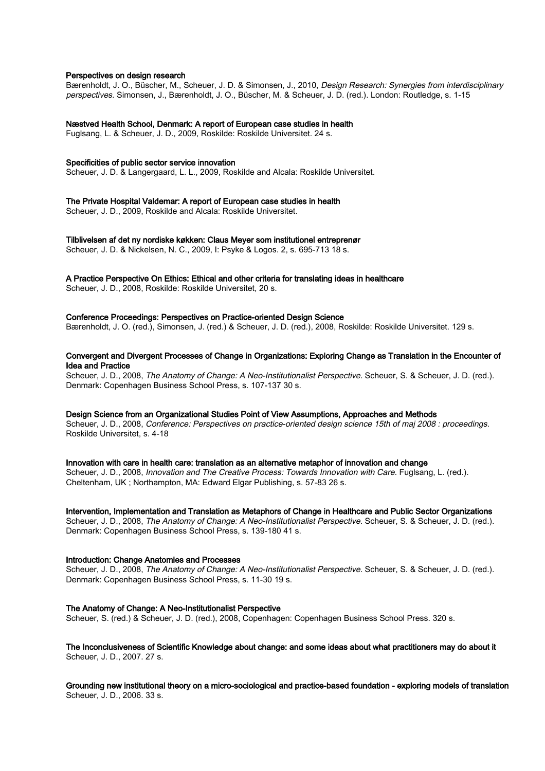**Perspectives on design research**

Bærenholdt, J. O., Büscher, M., Scheuer, J. D. & Simonsen, J., 2010, *Design Research: Synergies from interdisciplinary perspectives.* Simonsen, J., Bærenholdt, J. O., Büscher, M. & Scheuer, J. D. (red.). London: Routledge, s. 1-15

**Næstved Health School, Denmark: A report of European case studies in health**

Fuglsang, L. & Scheuer, J. D., 2009, Roskilde: Roskilde Universitet. 24 s.

**Specificities of public sector service innovation**

Scheuer, J. D. & Langergaard, L. L., 2009, Roskilde and Alcala: Roskilde Universitet.

**The Private Hospital Valdemar: A report of European case studies in health**

Scheuer, J. D., 2009, Roskilde and Alcala: Roskilde Universitet.

**Tilblivelsen af det ny nordiske køkken: Claus Meyer som institutionel entreprenør**

Scheuer, J. D. & Nickelsen, N. C., 2009, I: Psyke & Logos. 2, s. 695-713 18 s.

**A Practice Perspective On Ethics: Ethical and other criteria for translating ideas in healthcare**

Scheuer, J. D., 2008, Roskilde: Roskilde Universitet, 20 s.

**Conference Proceedings: Perspectives on Practice-oriented Design Science**

Bærenholdt, J. O. (red.), Simonsen, J. (red.) & Scheuer, J. D. (red.), 2008, Roskilde: Roskilde Universitet. 129 s.

**Convergent and Divergent Processes of Change in Organizations: Exploring Change as Translation in the Encounter of Idea and Practice**

Scheuer, J. D., 2008, *The Anatomy of Change: A Neo-Institutionalist Perspective.* Scheuer, S. & Scheuer, J. D. (red.). Denmark: Copenhagen Business School Press, s. 107-137 30 s.

**Design Science from an Organizational Studies Point of View Assumptions, Approaches and Methods**

Scheuer, J. D., 2008, *Conference: Perspectives on practice-oriented design science 15th of maj 2008 : proceedings.* Roskilde Universitet, s. 4-18

**Innovation with care in health care: translation as an alternative metaphor of innovation and change**

Scheuer, J. D., 2008, *Innovation and The Creative Process: Towards Innovation with Care.* Fuglsang, L. (red.). Cheltenham, UK ; Northampton, MA: Edward Elgar Publishing, s. 57-83 26 s.

**Intervention, Implementation and Translation as Metaphors of Change in Healthcare and Public Sector Organizations**

Scheuer, J. D., 2008, *The Anatomy of Change: A Neo-Institutionalist Perspective.* Scheuer, S. & Scheuer, J. D. (red.). Denmark: Copenhagen Business School Press, s. 139-180 41 s.

**Introduction: Change Anatomies and Processes**

Scheuer, J. D., 2008, *The Anatomy of Change: A Neo-Institutionalist Perspective.* Scheuer, S. & Scheuer, J. D. (red.). Denmark: Copenhagen Business School Press, s. 11-30 19 s.

**The Anatomy of Change: A Neo-Institutionalist Perspective**

Scheuer, S. (red.) & Scheuer, J. D. (red.), 2008, Copenhagen: Copenhagen Business School Press. 320 s.

**The Inconclusiveness of Scientific Knowledge about change: and some ideas about what practitioners may do about it**

Scheuer, J. D., 2007. 27 s.

**Grounding new institutional theory on a micro-sociological and practice-based foundation - exploring models of translation**

Scheuer, J. D., 2006. 33 s.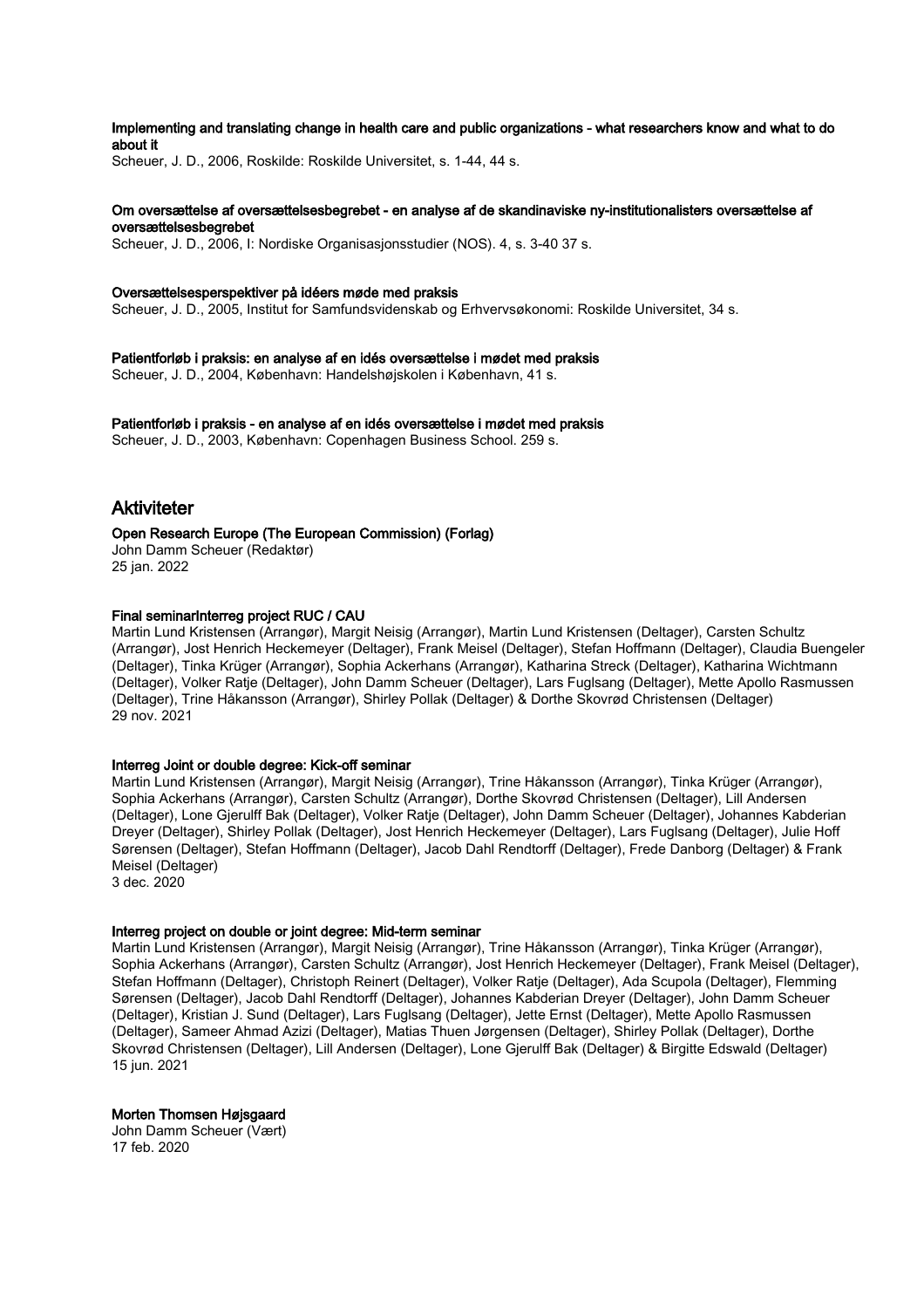**Implementing and translating change in health care and public organizations - what researchers know and what to do about it**

Scheuer, J. D., 2006, Roskilde: Roskilde Universitet, s. 1-44, 44 s.

**Om oversættelse af oversættelsesbegrebet - en analyse af de skandinaviske ny-institutionalisters oversættelse af oversættelsesbegrebet**

Scheuer, J. D., 2006, I: Nordiske Organisasjonsstudier (NOS). 4, s. 3-40 37 s.

**Oversættelsesperspektiver på idéers møde med praksis**

Scheuer, J. D., 2005, Institut for Samfundsvidenskab og Erhvervsøkonomi: Roskilde Universitet, 34 s.

**Patientforløb i praksis: en analyse af en idés oversættelse i mødet med praksis**

Scheuer, J. D., 2004, København: Handelshøjskolen i København, 41 s.

**Patientforløb i praksis - en analyse af en idés oversættelse i mødet med praksis**

Scheuer, J. D., 2003, København: Copenhagen Business School. 259 s.

## Aktiviteter

**Open Research Europe (The European Commission) (Forlag)**

John Damm Scheuer (Redaktør)
25 jan. 2022

**Final seminarInterreg project RUC / CAU**

Martin Lund Kristensen (Arrangør), Margit Neisig (Arrangør), Martin Lund Kristensen (Deltager), Carsten Schultz (Arrangør), Jost Henrich Heckemeyer (Deltager), Frank Meisel (Deltager), Stefan Hoffmann (Deltager), Claudia Buengeler (Deltager), Tinka Krüger (Arrangør), Sophia Ackerhans (Arrangør), Katharina Streck (Deltager), Katharina Wichtmann (Deltager), Volker Ratje (Deltager), John Damm Scheuer (Deltager), Lars Fuglsang (Deltager), Mette Apollo Rasmussen (Deltager), Trine Håkansson (Arrangør), Shirley Pollak (Deltager) & Dorthe Skovrød Christensen (Deltager)
29 nov. 2021

**Interreg Joint or double degree: Kick-off seminar**

Martin Lund Kristensen (Arrangør), Margit Neisig (Arrangør), Trine Håkansson (Arrangør), Tinka Krüger (Arrangør), Sophia Ackerhans (Arrangør), Carsten Schultz (Arrangør), Dorthe Skovrød Christensen (Deltager), Lill Andersen (Deltager), Lone Gjerulff Bak (Deltager), Volker Ratje (Deltager), John Damm Scheuer (Deltager), Johannes Kabderian Dreyer (Deltager), Shirley Pollak (Deltager), Jost Henrich Heckemeyer (Deltager), Lars Fuglsang (Deltager), Julie Hoff Sørensen (Deltager), Stefan Hoffmann (Deltager), Jacob Dahl Rendtorff (Deltager), Frede Danborg (Deltager) & Frank Meisel (Deltager)
3 dec. 2020

**Interreg project on double or joint degree: Mid-term seminar**

Martin Lund Kristensen (Arrangør), Margit Neisig (Arrangør), Trine Håkansson (Arrangør), Tinka Krüger (Arrangør), Sophia Ackerhans (Arrangør), Carsten Schultz (Arrangør), Jost Henrich Heckemeyer (Deltager), Frank Meisel (Deltager), Stefan Hoffmann (Deltager), Christoph Reinert (Deltager), Volker Ratje (Deltager), Ada Scupola (Deltager), Flemming Sørensen (Deltager), Jacob Dahl Rendtorff (Deltager), Johannes Kabderian Dreyer (Deltager), John Damm Scheuer (Deltager), Kristian J. Sund (Deltager), Lars Fuglsang (Deltager), Jette Ernst (Deltager), Mette Apollo Rasmussen (Deltager), Sameer Ahmad Azizi (Deltager), Matias Thuen Jørgensen (Deltager), Shirley Pollak (Deltager), Dorthe Skovrød Christensen (Deltager), Lill Andersen (Deltager), Lone Gjerulff Bak (Deltager) & Birgitte Edswald (Deltager)
15 jun. 2021

**Morten Thomsen Højsgaard**

John Damm Scheuer (Vært)
17 feb. 2020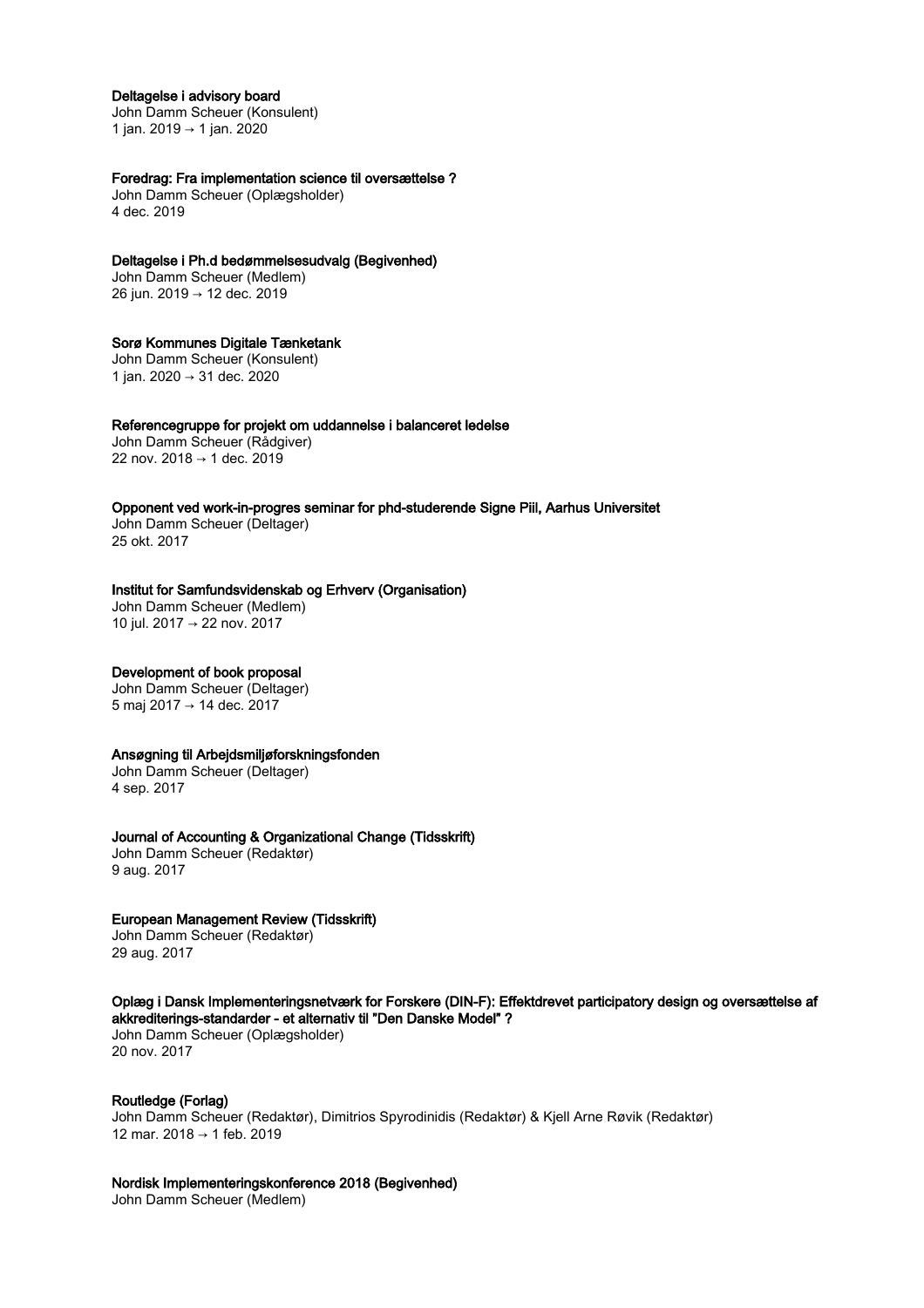**Deltagelse i advisory board**
John Damm Scheuer (Konsulent)
1 jan. 2019 → 1 jan. 2020

**Foredrag: Fra implementation science til oversættelse ?**
John Damm Scheuer (Oplægsholder)
4 dec. 2019

**Deltagelse i Ph.d bedømmelsesudvalg (Begivenhed)**
John Damm Scheuer (Medlem)
26 jun. 2019 → 12 dec. 2019

**Sorø Kommunes Digitale Tænketank**
John Damm Scheuer (Konsulent)
1 jan. 2020 → 31 dec. 2020

**Referencegruppe for projekt om uddannelse i balanceret ledelse**
John Damm Scheuer (Rådgiver)
22 nov. 2018 → 1 dec. 2019

**Opponent ved work-in-progres seminar for phd-studerende Signe Piil, Aarhus Universitet**
John Damm Scheuer (Deltager)
25 okt. 2017

**Institut for Samfundsvidenskab og Erhverv (Organisation)**
John Damm Scheuer (Medlem)
10 jul. 2017 → 22 nov. 2017

**Development of book proposal**
John Damm Scheuer (Deltager)
5 maj 2017 → 14 dec. 2017

**Ansøgning til Arbejdsmiljøforskningsfonden**
John Damm Scheuer (Deltager)
4 sep. 2017

**Journal of Accounting & Organizational Change (Tidsskrift)**
John Damm Scheuer (Redaktør)
9 aug. 2017

**European Management Review (Tidsskrift)**
John Damm Scheuer (Redaktør)
29 aug. 2017

**Oplæg i Dansk Implementeringsnetværk for Forskere (DIN-F): Effektdrevet participatory design og oversættelse af akkrediterings-standarder - et alternativ til "Den Danske Model" ?**
John Damm Scheuer (Oplægsholder)
20 nov. 2017

**Routledge (Forlag)**
John Damm Scheuer (Redaktør), Dimitrios Spyrodinidis (Redaktør) & Kjell Arne Røvik (Redaktør)
12 mar. 2018 → 1 feb. 2019

**Nordisk Implementeringskonference 2018 (Begivenhed)**
John Damm Scheuer (Medlem)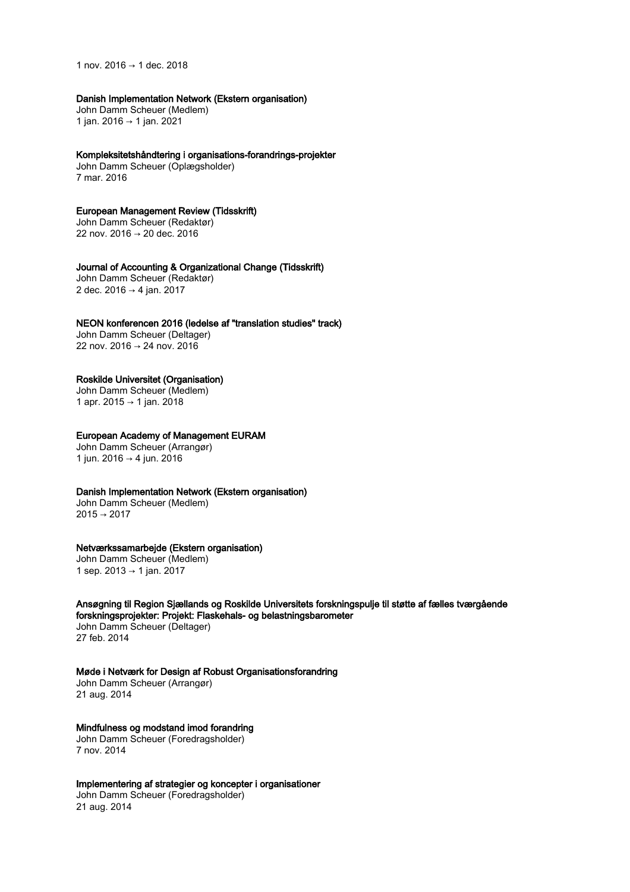1 nov. 2016 → 1 dec. 2018

**Danish Implementation Network (Ekstern organisation)**
John Damm Scheuer (Medlem)
1 jan. 2016 → 1 jan. 2021

**Kompleksitetshåndtering i organisations-forandrings-projekter**
John Damm Scheuer (Oplægsholder)
7 mar. 2016

**European Management Review (Tidsskrift)**
John Damm Scheuer (Redaktør)
22 nov. 2016 → 20 dec. 2016

**Journal of Accounting & Organizational Change (Tidsskrift)**
John Damm Scheuer (Redaktør)
2 dec. 2016 → 4 jan. 2017

**NEON konferencen 2016 (ledelse af "translation studies" track)**
John Damm Scheuer (Deltager)
22 nov. 2016 → 24 nov. 2016

**Roskilde Universitet (Organisation)**
John Damm Scheuer (Medlem)
1 apr. 2015 → 1 jan. 2018

**European Academy of Management EURAM**
John Damm Scheuer (Arrangør)
1 jun. 2016 → 4 jun. 2016

**Danish Implementation Network (Ekstern organisation)**
John Damm Scheuer (Medlem)
2015 → 2017

**Netværkssamarbejde (Ekstern organisation)**
John Damm Scheuer (Medlem)
1 sep. 2013 → 1 jan. 2017

**Ansøgning til Region Sjællands og Roskilde Universitets forskningspulje til støtte af fælles tværgående forskningsprojekter: Projekt: Flaskehals- og belastningsbarometer**
John Damm Scheuer (Deltager)
27 feb. 2014

**Møde i Netværk for Design af Robust Organisationsforandring**
John Damm Scheuer (Arrangør)
21 aug. 2014

**Mindfulness og modstand imod forandring**
John Damm Scheuer (Foredragsholder)
7 nov. 2014

**Implementering af strategier og koncepter i organisationer**
John Damm Scheuer (Foredragsholder)
21 aug. 2014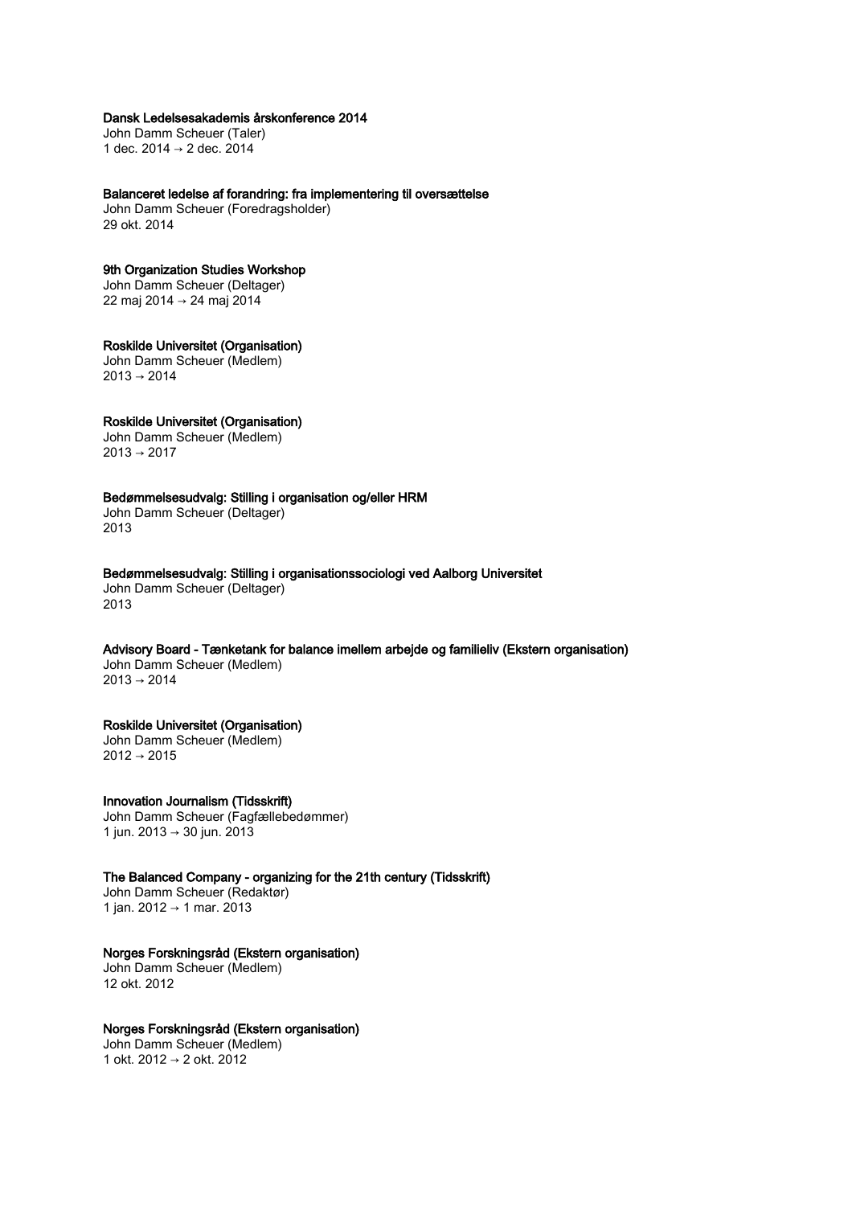**Dansk Ledelsesakademis årskonference 2014**
John Damm Scheuer (Taler)
1 dec. 2014 → 2 dec. 2014

**Balanceret ledelse af forandring: fra implementering til oversættelse**
John Damm Scheuer (Foredragsholder)
29 okt. 2014

**9th Organization Studies Workshop**
John Damm Scheuer (Deltager)
22 maj 2014 → 24 maj 2014

**Roskilde Universitet (Organisation)**
John Damm Scheuer (Medlem)
2013 → 2014

**Roskilde Universitet (Organisation)**
John Damm Scheuer (Medlem)
2013 → 2017

**Bedømmelsesudvalg: Stilling i organisation og/eller HRM**
John Damm Scheuer (Deltager)
2013

**Bedømmelsesudvalg: Stilling i organisationssociologi ved Aalborg Universitet**
John Damm Scheuer (Deltager)
2013

**Advisory Board - Tænketank for balance imellem arbejde og familieliv (Ekstern organisation)**
John Damm Scheuer (Medlem)
2013 → 2014

**Roskilde Universitet (Organisation)**
John Damm Scheuer (Medlem)
2012 → 2015

**Innovation Journalism (Tidsskrift)**
John Damm Scheuer (Fagfællebedømmer)
1 jun. 2013 → 30 jun. 2013

**The Balanced Company - organizing for the 21th century (Tidsskrift)**
John Damm Scheuer (Redaktør)
1 jan. 2012 → 1 mar. 2013

**Norges Forskningsråd (Ekstern organisation)**
John Damm Scheuer (Medlem)
12 okt. 2012

**Norges Forskningsråd (Ekstern organisation)**
John Damm Scheuer (Medlem)
1 okt. 2012 → 2 okt. 2012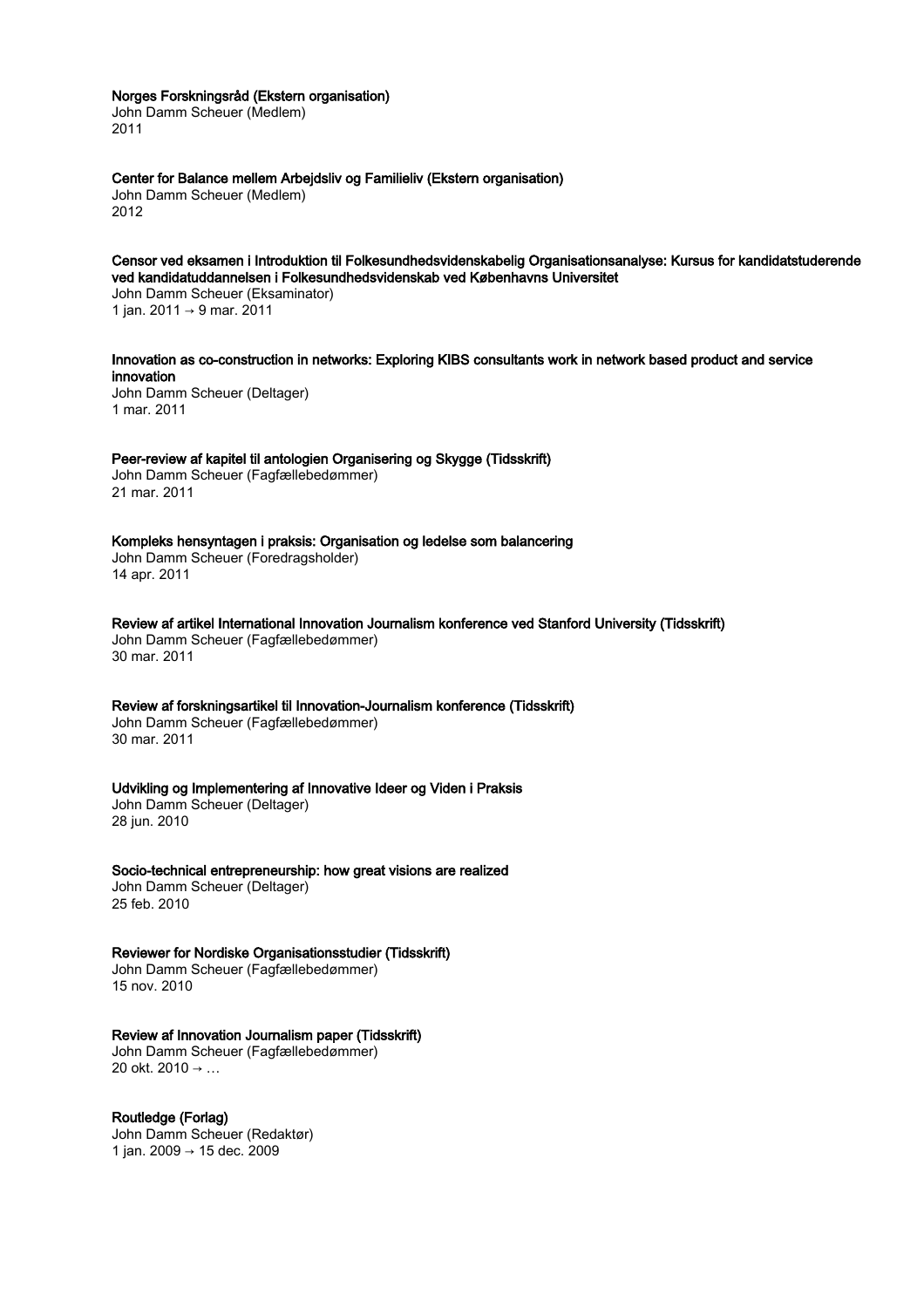**Norges Forskningsråd (Ekstern organisation)**
John Damm Scheuer (Medlem)
2011

**Center for Balance mellem Arbejdsliv og Familieliv (Ekstern organisation)**
John Damm Scheuer (Medlem)
2012

**Censor ved eksamen i Introduktion til Folkesundhedsvidenskabelig Organisationsanalyse: Kursus for kandidatstuderende ved kandidatuddannelsen i Folkesundhedsvidenskab ved Københavns Universitet**
John Damm Scheuer (Eksaminator)
1 jan. 2011 → 9 mar. 2011

**Innovation as co-construction in networks: Exploring KIBS consultants work in network based product and service innovation**
John Damm Scheuer (Deltager)
1 mar. 2011

**Peer-review af kapitel til antologien Organisering og Skygge (Tidsskrift)**
John Damm Scheuer (Fagfællebedømmer)
21 mar. 2011

**Kompleks hensyntagen i praksis: Organisation og ledelse som balancering**
John Damm Scheuer (Foredragsholder)
14 apr. 2011

**Review af artikel International Innovation Journalism konference ved Stanford University (Tidsskrift)**
John Damm Scheuer (Fagfællebedømmer)
30 mar. 2011

**Review af forskningsartikel til Innovation-Journalism konference (Tidsskrift)**
John Damm Scheuer (Fagfællebedømmer)
30 mar. 2011

**Udvikling og Implementering af Innovative Ideer og Viden i Praksis**
John Damm Scheuer (Deltager)
28 jun. 2010

**Socio-technical entrepreneurship: how great visions are realized**
John Damm Scheuer (Deltager)
25 feb. 2010

**Reviewer for Nordiske Organisationsstudier (Tidsskrift)**
John Damm Scheuer (Fagfællebedømmer)
15 nov. 2010

**Review af Innovation Journalism paper (Tidsskrift)**
John Damm Scheuer (Fagfællebedømmer)
20 okt. 2010 → …

**Routledge (Forlag)**
John Damm Scheuer (Redaktør)
1 jan. 2009 → 15 dec. 2009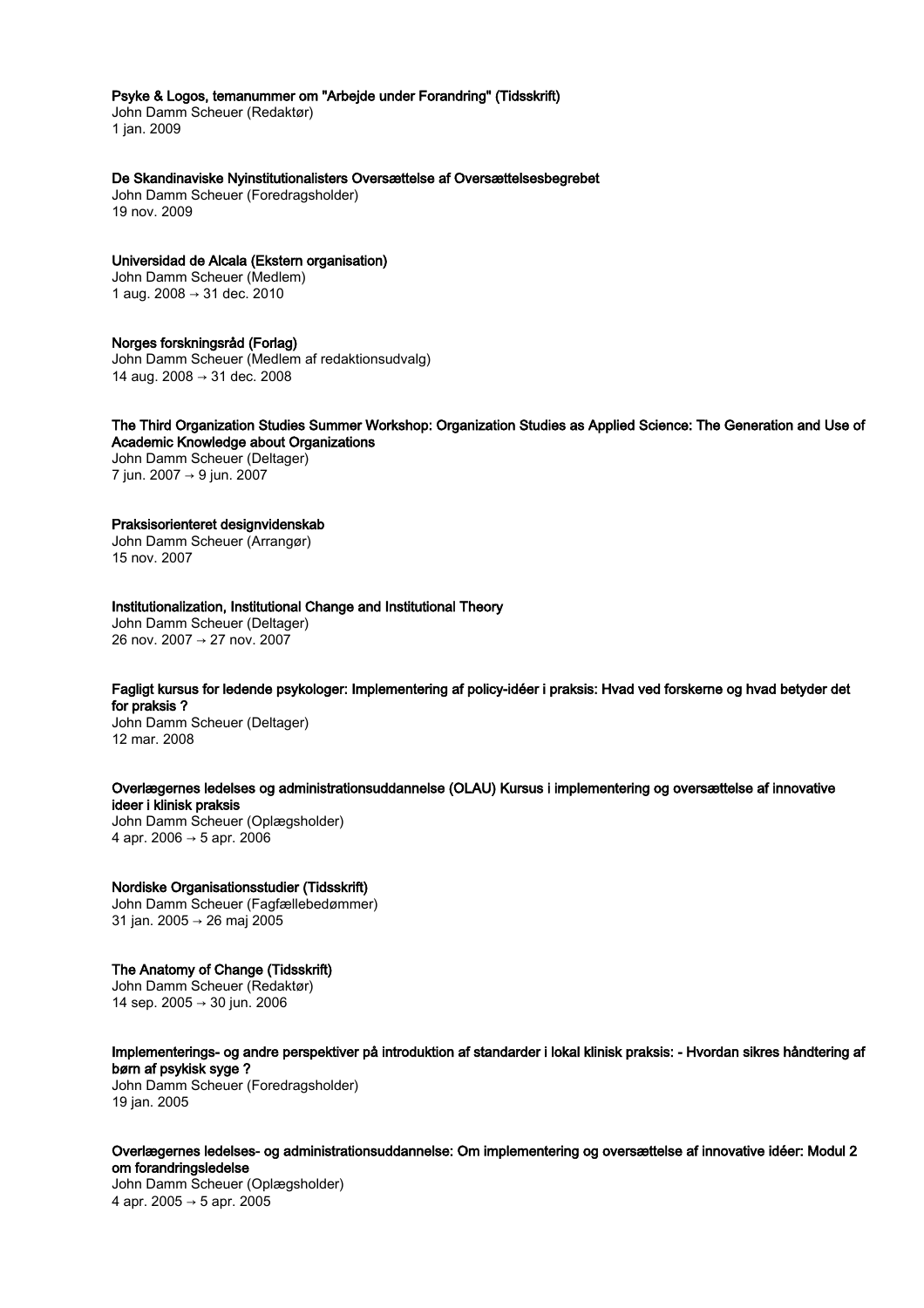**Psyke & Logos, temanummer om "Arbejde under Forandring" (Tidsskrift)**
John Damm Scheuer (Redaktør)
1 jan. 2009

**De Skandinaviske Nyinstitutionalisters Oversættelse af Oversættelsesbegrebet**
John Damm Scheuer (Foredragsholder)
19 nov. 2009

**Universidad de Alcala (Ekstern organisation)**
John Damm Scheuer (Medlem)
1 aug. 2008 → 31 dec. 2010

**Norges forskningsråd (Forlag)**
John Damm Scheuer (Medlem af redaktionsudvalg)
14 aug. 2008 → 31 dec. 2008

**The Third Organization Studies Summer Workshop: Organization Studies as Applied Science: The Generation and Use of Academic Knowledge about Organizations**
John Damm Scheuer (Deltager)
7 jun. 2007 → 9 jun. 2007

**Praksisorienteret designvidenskab**
John Damm Scheuer (Arrangør)
15 nov. 2007

**Institutionalization, Institutional Change and Institutional Theory**
John Damm Scheuer (Deltager)
26 nov. 2007 → 27 nov. 2007

**Fagligt kursus for ledende psykologer: Implementering af policy-idéer i praksis: Hvad ved forskerne og hvad betyder det for praksis ?**
John Damm Scheuer (Deltager)
12 mar. 2008

**Overlægernes ledelses og administrationsuddannelse (OLAU) Kursus i implementering og oversættelse af innovative ideer i klinisk praksis**
John Damm Scheuer (Oplægsholder)
4 apr. 2006 → 5 apr. 2006

**Nordiske Organisationsstudier (Tidsskrift)**
John Damm Scheuer (Fagfællebedømmer)
31 jan. 2005 → 26 maj 2005

**The Anatomy of Change (Tidsskrift)**
John Damm Scheuer (Redaktør)
14 sep. 2005 → 30 jun. 2006

**Implementerings- og andre perspektiver på introduktion af standarder i lokal klinisk praksis: - Hvordan sikres håndtering af børn af psykisk syge ?**
John Damm Scheuer (Foredragsholder)
19 jan. 2005

**Overlægernes ledelses- og administrationsuddannelse: Om implementering og oversættelse af innovative idéer: Modul 2 om forandringsledelse**
John Damm Scheuer (Oplægsholder)
4 apr. 2005 → 5 apr. 2005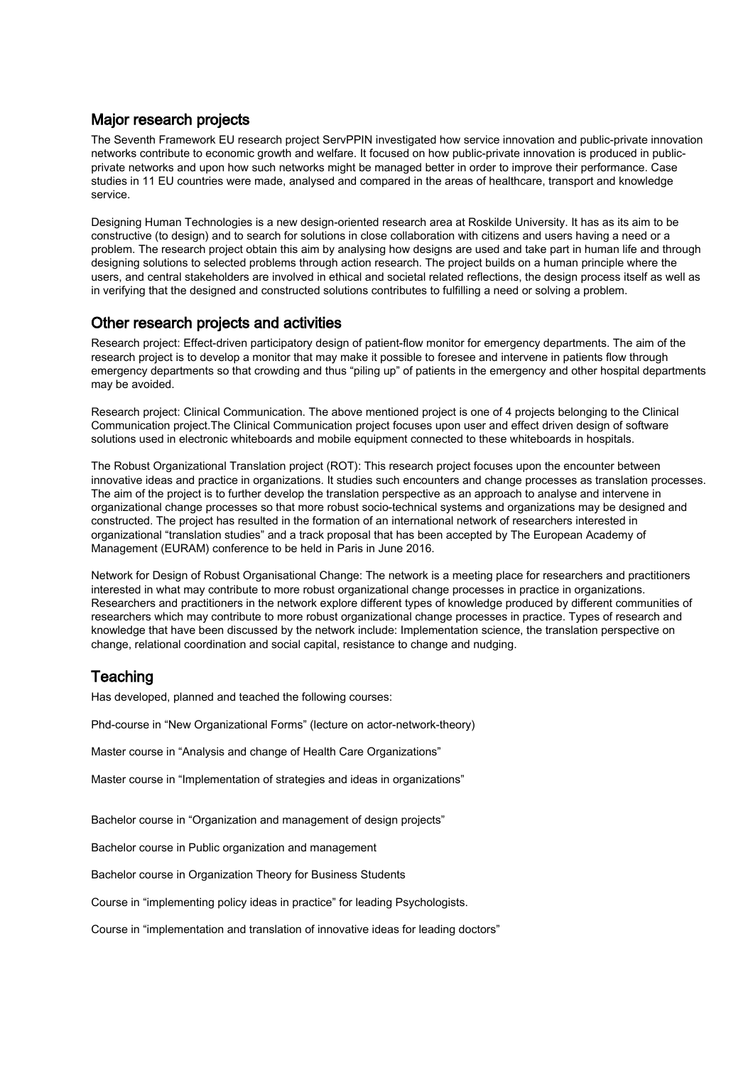## Major research projects

The Seventh Framework EU research project ServPPIN investigated how service innovation and public-private innovation networks contribute to economic growth and welfare. It focused on how public-private innovation is produced in public-private networks and upon how such networks might be managed better in order to improve their performance. Case studies in 11 EU countries were made, analysed and compared in the areas of healthcare, transport and knowledge service.

Designing Human Technologies is a new design-oriented research area at Roskilde University. It has as its aim to be constructive (to design) and to search for solutions in close collaboration with citizens and users having a need or a problem. The research project obtain this aim by analysing how designs are used and take part in human life and through designing solutions to selected problems through action research. The project builds on a human principle where the users, and central stakeholders are involved in ethical and societal related reflections, the design process itself as well as in verifying that the designed and constructed solutions contributes to fulfilling a need or solving a problem.

## Other research projects and activities

Research project: Effect-driven participatory design of patient-flow monitor for emergency departments. The aim of the research project is to develop a monitor that may make it possible to foresee and intervene in patients flow through emergency departments so that crowding and thus "piling up" of patients in the emergency and other hospital departments may be avoided.

Research project: Clinical Communication. The above mentioned project is one of 4 projects belonging to the Clinical Communication project.The Clinical Communication project focuses upon user and effect driven design of software solutions used in electronic whiteboards and mobile equipment connected to these whiteboards in hospitals.

The Robust Organizational Translation project (ROT): This research project focuses upon the encounter between innovative ideas and practice in organizations. It studies such encounters and change processes as translation processes. The aim of the project is to further develop the translation perspective as an approach to analyse and intervene in organizational change processes so that more robust socio-technical systems and organizations may be designed and constructed. The project has resulted in the formation of an international network of researchers interested in organizational "translation studies" and a track proposal that has been accepted by The European Academy of Management (EURAM) conference to be held in Paris in June 2016.

Network for Design of Robust Organisational Change: The network is a meeting place for researchers and practitioners interested in what may contribute to more robust organizational change processes in practice in organizations. Researchers and practitioners in the network explore different types of knowledge produced by different communities of researchers which may contribute to more robust organizational change processes in practice. Types of research and knowledge that have been discussed by the network include: Implementation science, the translation perspective on change, relational coordination and social capital, resistance to change and nudging.

## Teaching

Has developed, planned and teached the following courses:

Phd-course in "New Organizational Forms" (lecture on actor-network-theory)

Master course in "Analysis and change of Health Care Organizations"

Master course in "Implementation of strategies and ideas in organizations"

Bachelor course in "Organization and management of design projects"

Bachelor course in Public organization and management

Bachelor course in Organization Theory for Business Students

Course in "implementing policy ideas in practice" for leading Psychologists.

Course in "implementation and translation of innovative ideas for leading doctors"